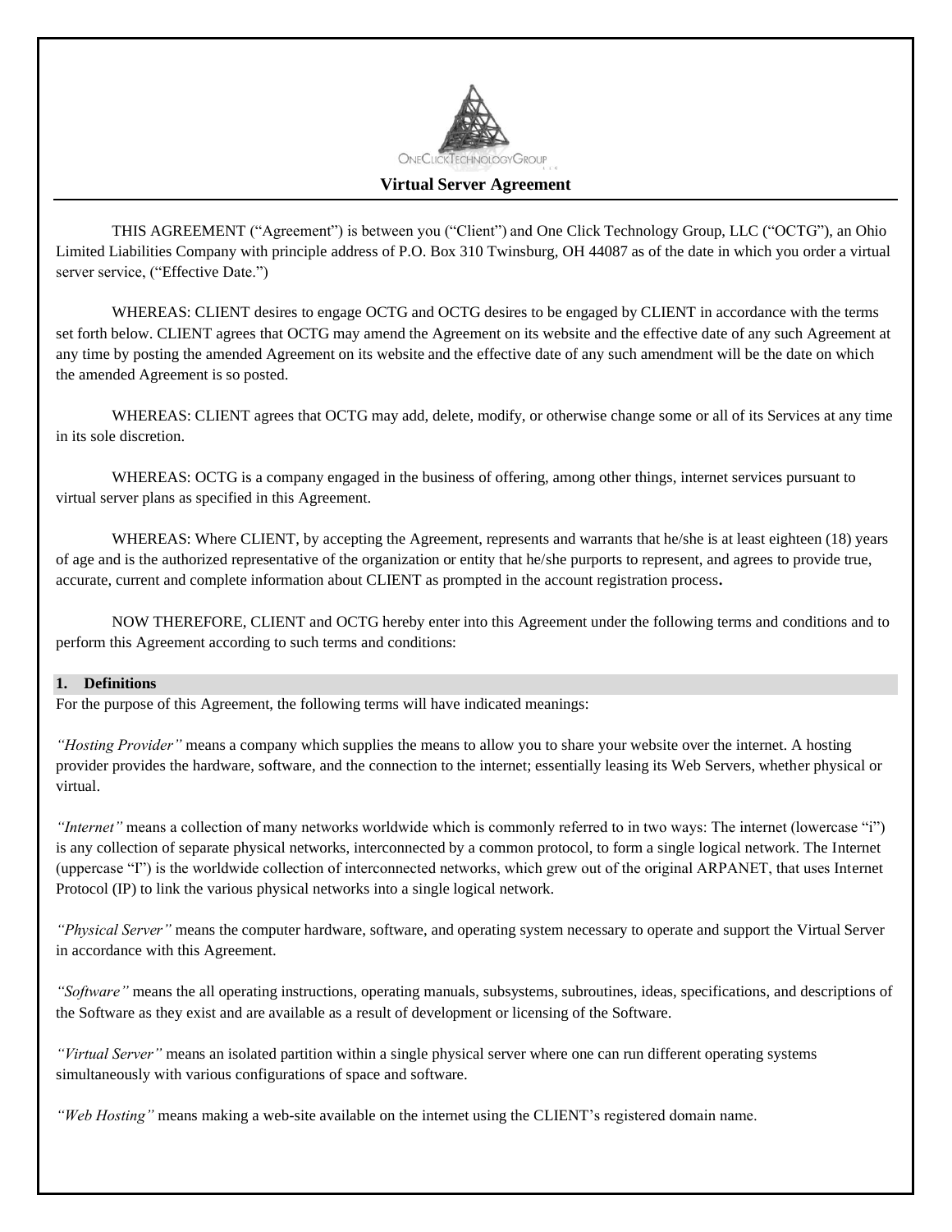# Virtual Server Agreement

THIS AGREEMENT ("Agreement") is between you ("Client") and One Click Technology Group, LLC ("OCTG"), an Ohio Limited Liabilities Company with principle address of P.O. Box 310 Twinsburg, OH 44087 as of the date in which you order a virtual server service, ("Effective Date.")

WHEREAS: CLIENT desires to engage OCTG and OCTG desires to be engaged by CLIENT in accordance with the terms set forth below. CLIENT agrees that OCTG may amend the Agreement on its website and the effective date of any such Agreement at any time by posting the amended Agreement on its website and the effective date of any such amendment will be the date on which the amended Agreement is so posted.

WHEREAS: CLIENT agrees that OCTG may add, delete, modify, or otherwise change some or all of its Services at any time in its sole discretion.

WHEREAS: OCTG is a company engaged in the business of offering, among other things, internet services pursuant to virtual server plans as specified in this Agreement.

WHEREAS: Where CLIENT, by accepting the Agreement, represents and warrants that he/she is at least eighteen (18) years of age and is the authorized representative of the organization or entity that he/she purports to represent, and agrees to provide true, accurate, current and complete information about CLIENT as prompted in the account registration process**.**

NOW THEREFORE, CLIENT and OCTG hereby enter into this Agreement under the following terms and conditions and to perform this Agreement according to such terms and conditions:

## 1. Definitions

For the purpose of this Agreement, the following terms will have indicated meanings:

*"Hosting Provider"* means a company which supplies the means to allow you to share your website over the internet. A hosting provider provides the hardware, software, and the connection to the internet; essentially leasing its Web Servers, whether physical or virtual.

*"Internet"* means a collection of many networks worldwide which is commonly referred to in two ways: The internet (lowercase "i") is any collection of separate physical networks, interconnected by a common protocol, to form a single logical network. The Internet (uppercase "I") is the worldwide collection of interconnected networks, which grew out of the original ARPANET, that uses Internet Protocol (IP) to link the various physical networks into a single logical network.

*"Physical Server"* means the computer hardware, software, and operating system necessary to operate and support the Virtual Server in accordance with this Agreement.

*"Software"* means the all operating instructions, operating manuals, subsystems, subroutines, ideas, specifications, and descriptions of the Software as they exist and are available as a result of development or licensing of the Software.

*"Virtual Server"* means an isolated partition within a single physical server where one can run different operating systems simultaneously with various configurations of space and software.

*"Web Hosting"* means making a web-site available on the internet using the CLIENT's registered domain name.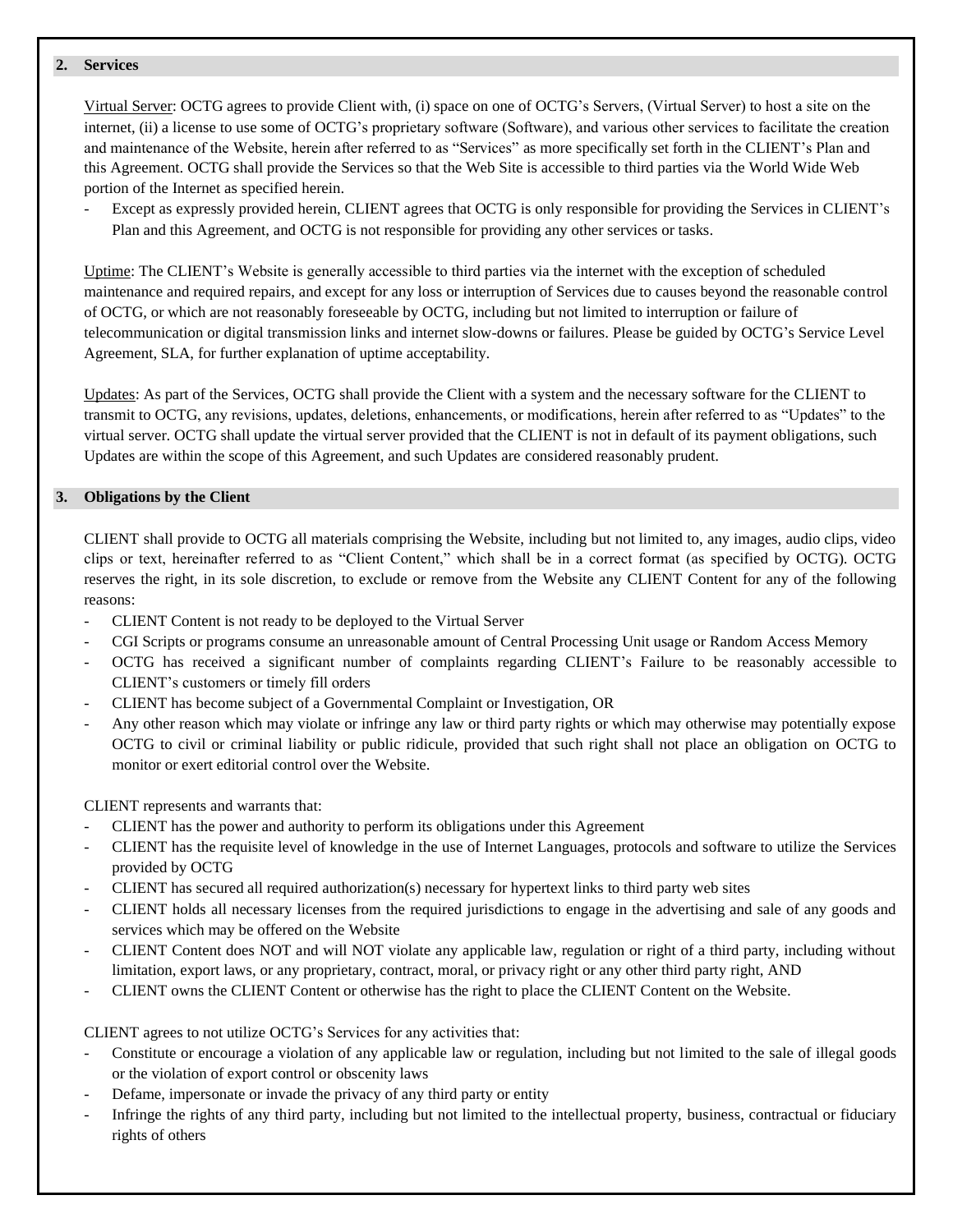## 2. Services

Virtual Server: OCTG agrees to provide Client with, (i) space on one of OCTG's Servers, (Virtual Server) to host a site on the internet, (ii) a license to use some of OCTG's proprietary software (Software), and various other services to facilitate the creation and maintenance of the Website, herein after referred to as "Services" as more specifically set forth in the CLIENT's Plan and this Agreement. OCTG shall provide the Services so that the Web Site is accessible to third parties via the World Wide Web portion of the Internet as specified herein.

- Except as expressly provided herein, CLIENT agrees that OCTG is only responsible for providing the Services in CLIENT's Plan and this Agreement, and OCTG is not responsible for providing any other services or tasks.

Uptime: The CLIENT's Website is generally accessible to third parties via the internet with the exception of scheduled maintenance and required repairs, and except for any loss or interruption of Services due to causes beyond the reasonable control of OCTG, or which are not reasonably foreseeable by OCTG, including but not limited to interruption or failure of telecommunication or digital transmission links and internet slow-downs or failures. Please be guided by OCTG's Service Level Agreement, SLA, for further explanation of uptime acceptability.

Updates: As part of the Services, OCTG shall provide the Client with a system and the necessary software for the CLIENT to transmit to OCTG, any revisions, updates, deletions, enhancements, or modifications, herein after referred to as "Updates" to the virtual server. OCTG shall update the virtual server provided that the CLIENT is not in default of its payment obligations, such Updates are within the scope of this Agreement, and such Updates are considered reasonably prudent.

## 3. Obligations by the Client

CLIENT shall provide to OCTG all materials comprising the Website, including but not limited to, any images, audio clips, video clips or text, hereinafter referred to as "Client Content," which shall be in a correct format (as specified by OCTG). OCTG reserves the right, in its sole discretion, to exclude or remove from the Website any CLIENT Content for any of the following reasons:

- CLIENT Content is not ready to be deployed to the Virtual Server
- CGI Scripts or programs consume an unreasonable amount of Central Processing Unit usage or Random Access Memory
- OCTG has received a significant number of complaints regarding CLIENT's Failure to be reasonably accessible to CLIENT's customers or timely fill orders
- CLIENT has become subject of a Governmental Complaint or Investigation, OR
- Any other reason which may violate or infringe any law or third party rights or which may otherwise may potentially expose OCTG to civil or criminal liability or public ridicule, provided that such right shall not place an obligation on OCTG to monitor or exert editorial control over the Website.

CLIENT represents and warrants that:

- CLIENT has the power and authority to perform its obligations under this Agreement
- CLIENT has the requisite level of knowledge in the use of Internet Languages, protocols and software to utilize the Services provided by OCTG
- CLIENT has secured all required authorization(s) necessary for hypertext links to third party web sites
- CLIENT holds all necessary licenses from the required jurisdictions to engage in the advertising and sale of any goods and services which may be offered on the Website
- CLIENT Content does NOT and will NOT violate any applicable law, regulation or right of a third party, including without limitation, export laws, or any proprietary, contract, moral, or privacy right or any other third party right, AND
- CLIENT owns the CLIENT Content or otherwise has the right to place the CLIENT Content on the Website.

CLIENT agrees to not utilize OCTG's Services for any activities that:

- Constitute or encourage a violation of any applicable law or regulation, including but not limited to the sale of illegal goods or the violation of export control or obscenity laws
- Defame, impersonate or invade the privacy of any third party or entity
- Infringe the rights of any third party, including but not limited to the intellectual property, business, contractual or fiduciary rights of others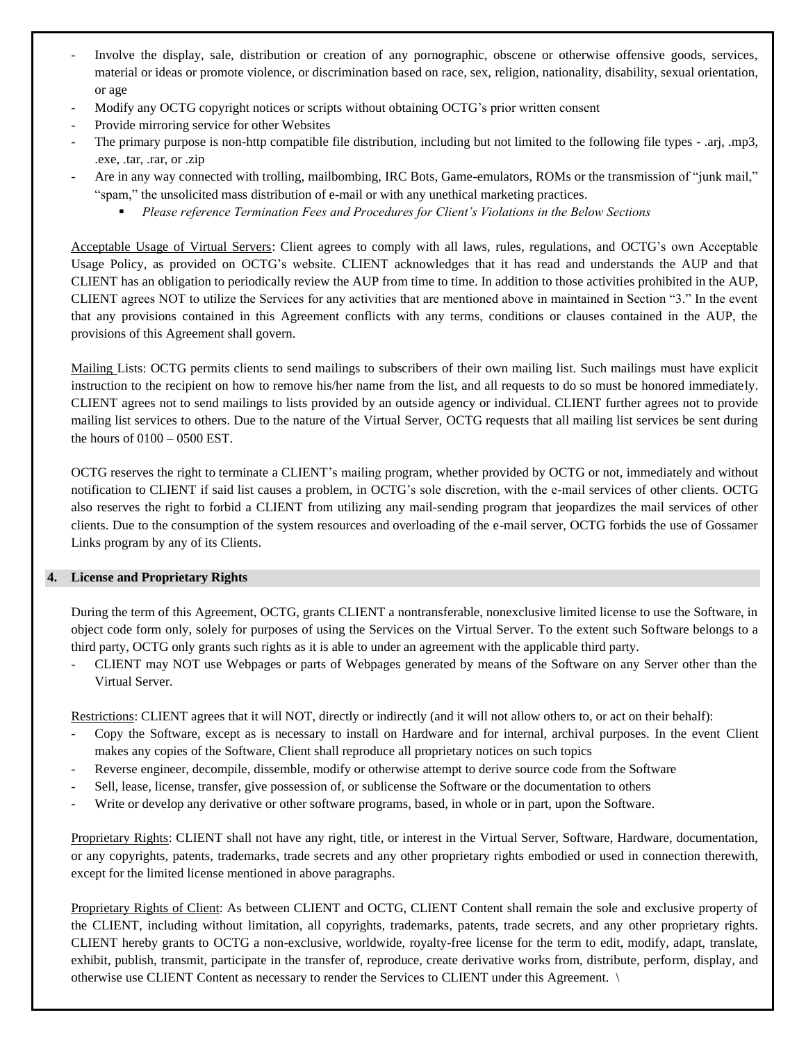- Involve the display, sale, distribution or creation of any pornographic, obscene or otherwise offensive goods, services, material or ideas or promote violence, or discrimination based on race, sex, religion, nationality, disability, sexual orientation, or age
- Modify any OCTG copyright notices or scripts without obtaining OCTG's prior written consent
- Provide mirroring service for other Websites
- The primary purpose is non-http compatible file distribution, including but not limited to the following file types - .arj, .mp3, .exe, .tar, .rar, or .zip
- Are in any way connected with trolling, mailbombing, IRC Bots, Game-emulators, ROMs or the transmission of "junk mail," "spam," the unsolicited mass distribution of e-mail or with any unethical marketing practices.
    - *Please reference Termination Fees and Procedures for Client's Violations in the Below Sections*

Acceptable Usage of Virtual Servers: Client agrees to comply with all laws, rules, regulations, and OCTG's own Acceptable Usage Policy, as provided on OCTG's website. CLIENT acknowledges that it has read and understands the AUP and that CLIENT has an obligation to periodically review the AUP from time to time. In addition to those activities prohibited in the AUP, CLIENT agrees NOT to utilize the Services for any activities that are mentioned above in maintained in Section "3." In the event that any provisions contained in this Agreement conflicts with any terms, conditions or clauses contained in the AUP, the provisions of this Agreement shall govern.

Mailing Lists: OCTG permits clients to send mailings to subscribers of their own mailing list. Such mailings must have explicit instruction to the recipient on how to remove his/her name from the list, and all requests to do so must be honored immediately. CLIENT agrees not to send mailings to lists provided by an outside agency or individual. CLIENT further agrees not to provide mailing list services to others. Due to the nature of the Virtual Server, OCTG requests that all mailing list services be sent during the hours of 0100 – 0500 EST.

OCTG reserves the right to terminate a CLIENT's mailing program, whether provided by OCTG or not, immediately and without notification to CLIENT if said list causes a problem, in OCTG's sole discretion, with the e-mail services of other clients. OCTG also reserves the right to forbid a CLIENT from utilizing any mail-sending program that jeopardizes the mail services of other clients. Due to the consumption of the system resources and overloading of the e-mail server, OCTG forbids the use of Gossamer Links program by any of its Clients.

## 4. License and Proprietary Rights

During the term of this Agreement, OCTG, grants CLIENT a nontransferable, nonexclusive limited license to use the Software, in object code form only, solely for purposes of using the Services on the Virtual Server. To the extent such Software belongs to a third party, OCTG only grants such rights as it is able to under an agreement with the applicable third party.

- CLIENT may NOT use Webpages or parts of Webpages generated by means of the Software on any Server other than the Virtual Server.

Restrictions: CLIENT agrees that it will NOT, directly or indirectly (and it will not allow others to, or act on their behalf):

- Copy the Software, except as is necessary to install on Hardware and for internal, archival purposes. In the event Client makes any copies of the Software, Client shall reproduce all proprietary notices on such topics
- Reverse engineer, decompile, dissemble, modify or otherwise attempt to derive source code from the Software
- Sell, lease, license, transfer, give possession of, or sublicense the Software or the documentation to others
- Write or develop any derivative or other software programs, based, in whole or in part, upon the Software.

Proprietary Rights: CLIENT shall not have any right, title, or interest in the Virtual Server, Software, Hardware, documentation, or any copyrights, patents, trademarks, trade secrets and any other proprietary rights embodied or used in connection therewith, except for the limited license mentioned in above paragraphs.

Proprietary Rights of Client: As between CLIENT and OCTG, CLIENT Content shall remain the sole and exclusive property of the CLIENT, including without limitation, all copyrights, trademarks, patents, trade secrets, and any other proprietary rights. CLIENT hereby grants to OCTG a non-exclusive, worldwide, royalty-free license for the term to edit, modify, adapt, translate, exhibit, publish, transmit, participate in the transfer of, reproduce, create derivative works from, distribute, perform, display, and otherwise use CLIENT Content as necessary to render the Services to CLIENT under this Agreement. \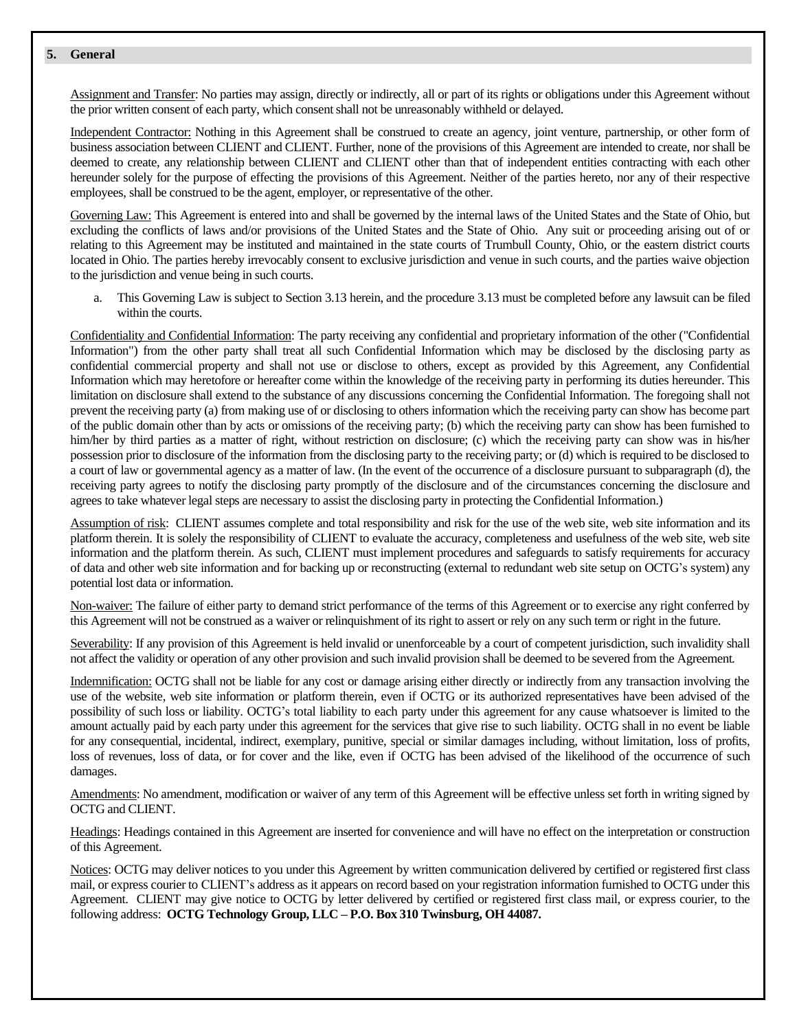## 5. General

Assignment and Transfer: No parties may assign, directly or indirectly, all or part of its rights or obligations under this Agreement without the prior written consent of each party, which consent shall not be unreasonably withheld or delayed.

Independent Contractor: Nothing in this Agreement shall be construed to create an agency, joint venture, partnership, or other form of business association between CLIENT and CLIENT. Further, none of the provisions of this Agreement are intended to create, nor shall be deemed to create, any relationship between CLIENT and CLIENT other than that of independent entities contracting with each other hereunder solely for the purpose of effecting the provisions of this Agreement. Neither of the parties hereto, nor any of their respective employees, shall be construed to be the agent, employer, or representative of the other.

Governing Law: This Agreement is entered into and shall be governed by the internal laws of the United States and the State of Ohio, but excluding the conflicts of laws and/or provisions of the United States and the State of Ohio. Any suit or proceeding arising out of or relating to this Agreement may be instituted and maintained in the state courts of Trumbull County, Ohio, or the eastern district courts located in Ohio. The parties hereby irrevocably consent to exclusive jurisdiction and venue in such courts, and the parties waive objection to the jurisdiction and venue being in such courts.

a. This Governing Law is subject to Section 3.13 herein, and the procedure 3.13 must be completed before any lawsuit can be filed within the courts.

Confidentiality and Confidential Information: The party receiving any confidential and proprietary information of the other ("Confidential Information") from the other party shall treat all such Confidential Information which may be disclosed by the disclosing party as confidential commercial property and shall not use or disclose to others, except as provided by this Agreement, any Confidential Information which may heretofore or hereafter come within the knowledge of the receiving party in performing its duties hereunder. This limitation on disclosure shall extend to the substance of any discussions concerning the Confidential Information. The foregoing shall not prevent the receiving party (a) from making use of or disclosing to others information which the receiving party can show has become part of the public domain other than by acts or omissions of the receiving party; (b) which the receiving party can show has been furnished to him/her by third parties as a matter of right, without restriction on disclosure; (c) which the receiving party can show was in his/her possession prior to disclosure of the information from the disclosing party to the receiving party; or (d) which is required to be disclosed to a court of law or governmental agency as a matter of law. (In the event of the occurrence of a disclosure pursuant to subparagraph (d), the receiving party agrees to notify the disclosing party promptly of the disclosure and of the circumstances concerning the disclosure and agrees to take whatever legal steps are necessary to assist the disclosing party in protecting the Confidential Information.)

Assumption of risk: CLIENT assumes complete and total responsibility and risk for the use of the web site, web site information and its platform therein. It is solely the responsibility of CLIENT to evaluate the accuracy, completeness and usefulness of the web site, web site information and the platform therein. As such, CLIENT must implement procedures and safeguards to satisfy requirements for accuracy of data and other web site information and for backing up or reconstructing (external to redundant web site setup on OCTG's system) any potential lost data or information.

Non-waiver: The failure of either party to demand strict performance of the terms of this Agreement or to exercise any right conferred by this Agreement will not be construed as a waiver or relinquishment of its right to assert or rely on any such term or right in the future.

Severability: If any provision of this Agreement is held invalid or unenforceable by a court of competent jurisdiction, such invalidity shall not affect the validity or operation of any other provision and such invalid provision shall be deemed to be severed from the Agreement.

Indemnification: OCTG shall not be liable for any cost or damage arising either directly or indirectly from any transaction involving the use of the website, web site information or platform therein, even if OCTG or its authorized representatives have been advised of the possibility of such loss or liability. OCTG's total liability to each party under this agreement for any cause whatsoever is limited to the amount actually paid by each party under this agreement for the services that give rise to such liability. OCTG shall in no event be liable for any consequential, incidental, indirect, exemplary, punitive, special or similar damages including, without limitation, loss of profits, loss of revenues, loss of data, or for cover and the like, even if OCTG has been advised of the likelihood of the occurrence of such damages.

Amendments: No amendment, modification or waiver of any term of this Agreement will be effective unless set forth in writing signed by OCTG and CLIENT.

Headings: Headings contained in this Agreement are inserted for convenience and will have no effect on the interpretation or construction of this Agreement.

Notices: OCTG may deliver notices to you under this Agreement by written communication delivered by certified or registered first class mail, or express courier to CLIENT's address as it appears on record based on your registration information furnished to OCTG under this Agreement. CLIENT may give notice to OCTG by letter delivered by certified or registered first class mail, or express courier, to the following address: **OCTG Technology Group, LLC – P.O. Box 310 Twinsburg, OH 44087.**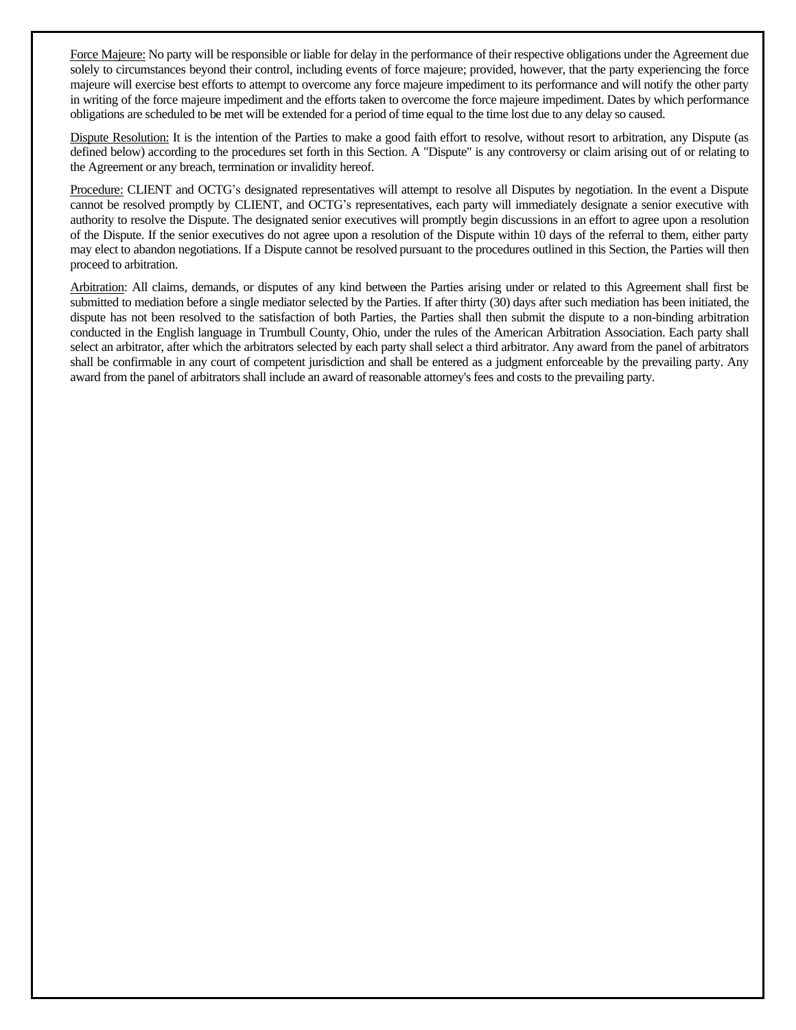Force Majeure: No party will be responsible or liable for delay in the performance of their respective obligations under the Agreement due solely to circumstances beyond their control, including events of force majeure; provided, however, that the party experiencing the force majeure will exercise best efforts to attempt to overcome any force majeure impediment to its performance and will notify the other party in writing of the force majeure impediment and the efforts taken to overcome the force majeure impediment. Dates by which performance obligations are scheduled to be met will be extended for a period of time equal to the time lost due to any delay so caused.

Dispute Resolution: It is the intention of the Parties to make a good faith effort to resolve, without resort to arbitration, any Dispute (as defined below) according to the procedures set forth in this Section. A "Dispute" is any controversy or claim arising out of or relating to the Agreement or any breach, termination or invalidity hereof.

Procedure: CLIENT and OCTG's designated representatives will attempt to resolve all Disputes by negotiation. In the event a Dispute cannot be resolved promptly by CLIENT, and OCTG's representatives, each party will immediately designate a senior executive with authority to resolve the Dispute. The designated senior executives will promptly begin discussions in an effort to agree upon a resolution of the Dispute. If the senior executives do not agree upon a resolution of the Dispute within 10 days of the referral to them, either party may elect to abandon negotiations. If a Dispute cannot be resolved pursuant to the procedures outlined in this Section, the Parties will then proceed to arbitration.

Arbitration: All claims, demands, or disputes of any kind between the Parties arising under or related to this Agreement shall first be submitted to mediation before a single mediator selected by the Parties. If after thirty (30) days after such mediation has been initiated, the dispute has not been resolved to the satisfaction of both Parties, the Parties shall then submit the dispute to a non-binding arbitration conducted in the English language in Trumbull County, Ohio, under the rules of the American Arbitration Association. Each party shall select an arbitrator, after which the arbitrators selected by each party shall select a third arbitrator. Any award from the panel of arbitrators shall be confirmable in any court of competent jurisdiction and shall be entered as a judgment enforceable by the prevailing party. Any award from the panel of arbitrators shall include an award of reasonable attorney's fees and costs to the prevailing party.